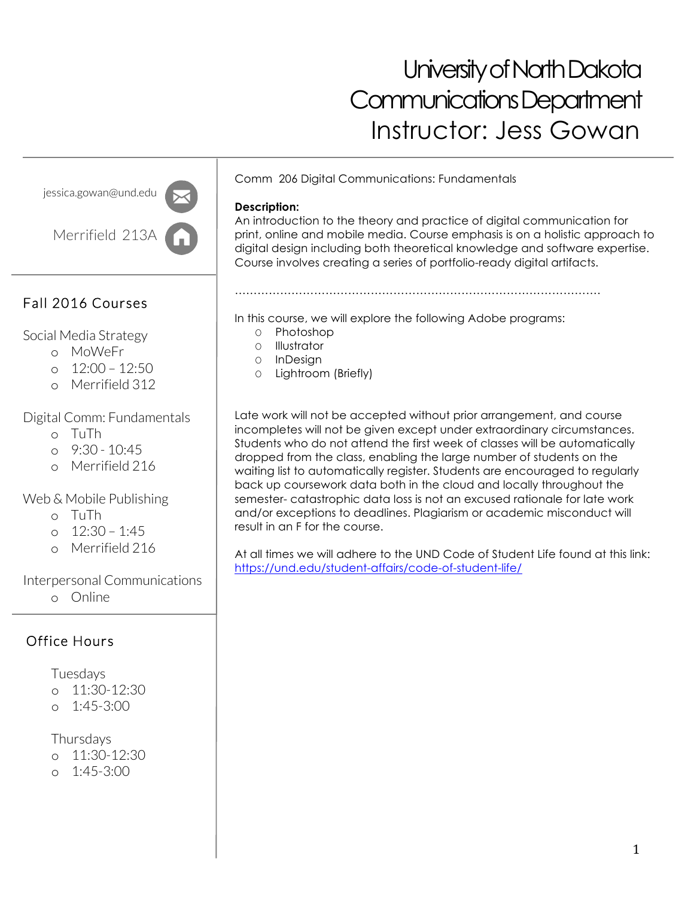# University of North Dakota
# Communications Department
# Instructor: Jess Gowan

jessica.gowan@und.edu

Merrifield 213A

## Fall 2016 Courses

Social Media Strategy
- MoWeFr
- 12:00 – 12:50
- Merrifield 312

Digital Comm: Fundamentals
- TuTh
- 9:30 - 10:45
- Merrifield 216

Web & Mobile Publishing
- TuTh
- 12:30 – 1:45
- Merrifield 216

Interpersonal Communications
- Online

## Office Hours

Tuesdays
- 11:30-12:30
- 1:45-3:00

Thursdays
- 11:30-12:30
- 1:45-3:00

---

Comm 206 Digital Communications: Fundamentals

**Description:**
An introduction to the theory and practice of digital communication for print, online and mobile media. Course emphasis is on a holistic approach to digital design including both theoretical knowledge and software expertise. Course involves creating a series of portfolio-ready digital artifacts.

.............................................................................................

In this course, we will explore the following Adobe programs:
- Photoshop
- Illustrator
- InDesign
- Lightroom (Briefly)

Late work will not be accepted without prior arrangement, and course incompletes will not be given except under extraordinary circumstances. Students who do not attend the first week of classes will be automatically dropped from the class, enabling the large number of students on the waiting list to automatically register. Students are encouraged to regularly back up coursework data both in the cloud and locally throughout the semester- catastrophic data loss is not an excused rationale for late work and/or exceptions to deadlines. Plagiarism or academic misconduct will result in an F for the course.

At all times we will adhere to the UND Code of Student Life found at this link: [https://und.edu/student-affairs/code-of-student-life/](https://und.edu/student-affairs/code-of-student-life/)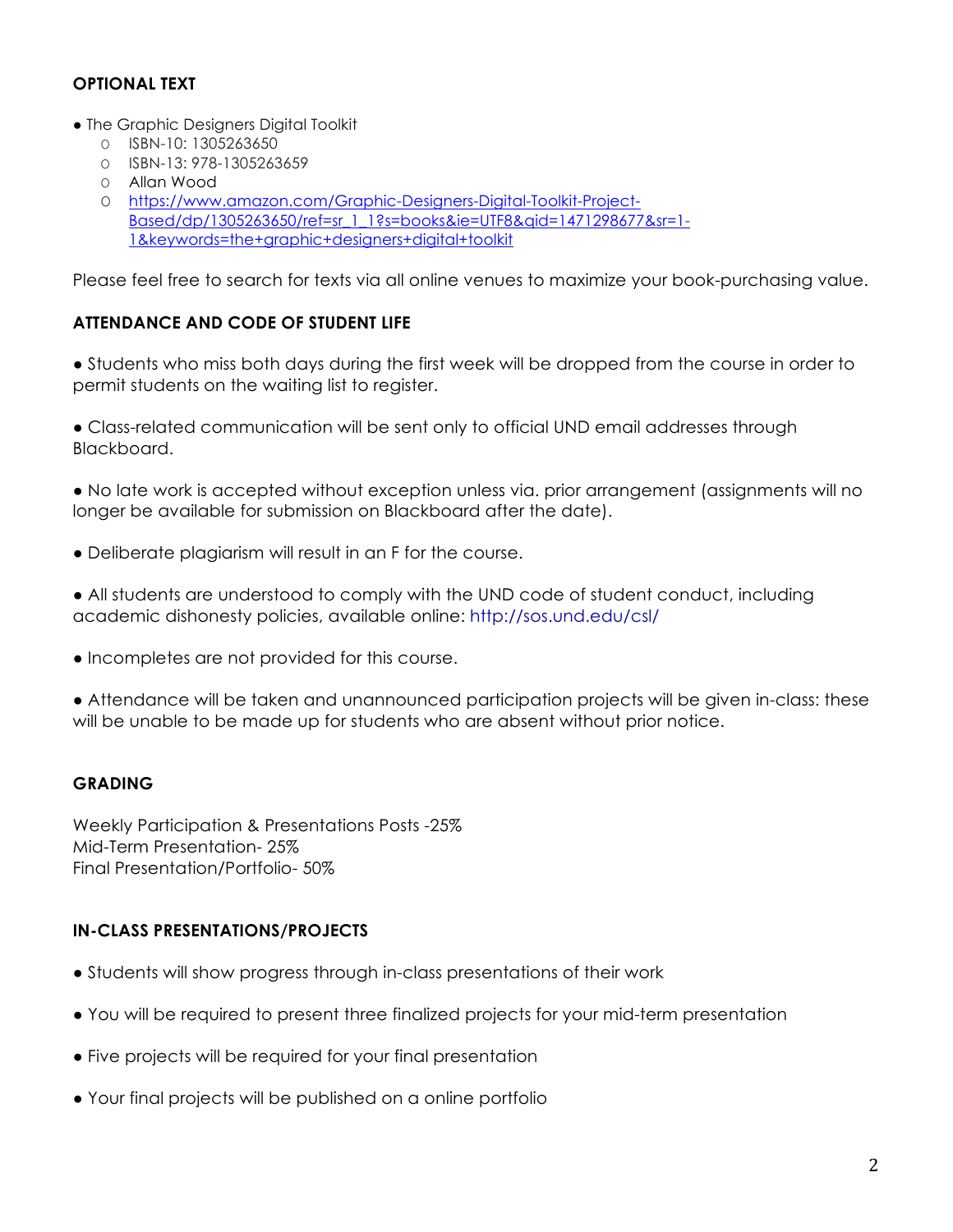## OPTIONAL TEXT

- The Graphic Designers Digital Toolkit
  - ISBN-10: 1305263650
  - ISBN-13: 978-1305263659
  - Allan Wood
  - https://www.amazon.com/Graphic-Designers-Digital-Toolkit-Project-Based/dp/1305263650/ref=sr_1_1?s=books&ie=UTF8&qid=1471298677&sr=1-1&keywords=the+graphic+designers+digital+toolkit

Please feel free to search for texts via all online venues to maximize your book-purchasing value.

## ATTENDANCE AND CODE OF STUDENT LIFE

- Students who miss both days during the first week will be dropped from the course in order to permit students on the waiting list to register.

- Class-related communication will be sent only to official UND email addresses through Blackboard.

- No late work is accepted without exception unless via. prior arrangement (assignments will no longer be available for submission on Blackboard after the date).

- Deliberate plagiarism will result in an F for the course.

- All students are understood to comply with the UND code of student conduct, including academic dishonesty policies, available online: http://sos.und.edu/csl/

- Incompletes are not provided for this course.

- Attendance will be taken and unannounced participation projects will be given in-class: these will be unable to be made up for students who are absent without prior notice.

## GRADING

Weekly Participation & Presentations Posts -25%
Mid-Term Presentation- 25%
Final Presentation/Portfolio- 50%

## IN-CLASS PRESENTATIONS/PROJECTS

- Students will show progress through in-class presentations of their work

- You will be required to present three finalized projects for your mid-term presentation

- Five projects will be required for your final presentation

- Your final projects will be published on a online portfolio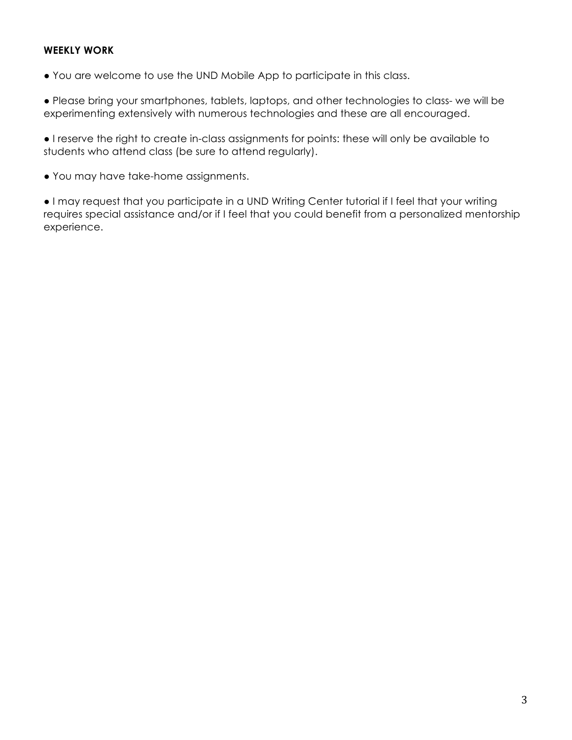**WEEKLY WORK**

- You are welcome to use the UND Mobile App to participate in this class.

- Please bring your smartphones, tablets, laptops, and other technologies to class- we will be experimenting extensively with numerous technologies and these are all encouraged.

- I reserve the right to create in-class assignments for points: these will only be available to students who attend class (be sure to attend regularly).

- You may have take-home assignments.

- I may request that you participate in a UND Writing Center tutorial if I feel that your writing requires special assistance and/or if I feel that you could benefit from a personalized mentorship experience.